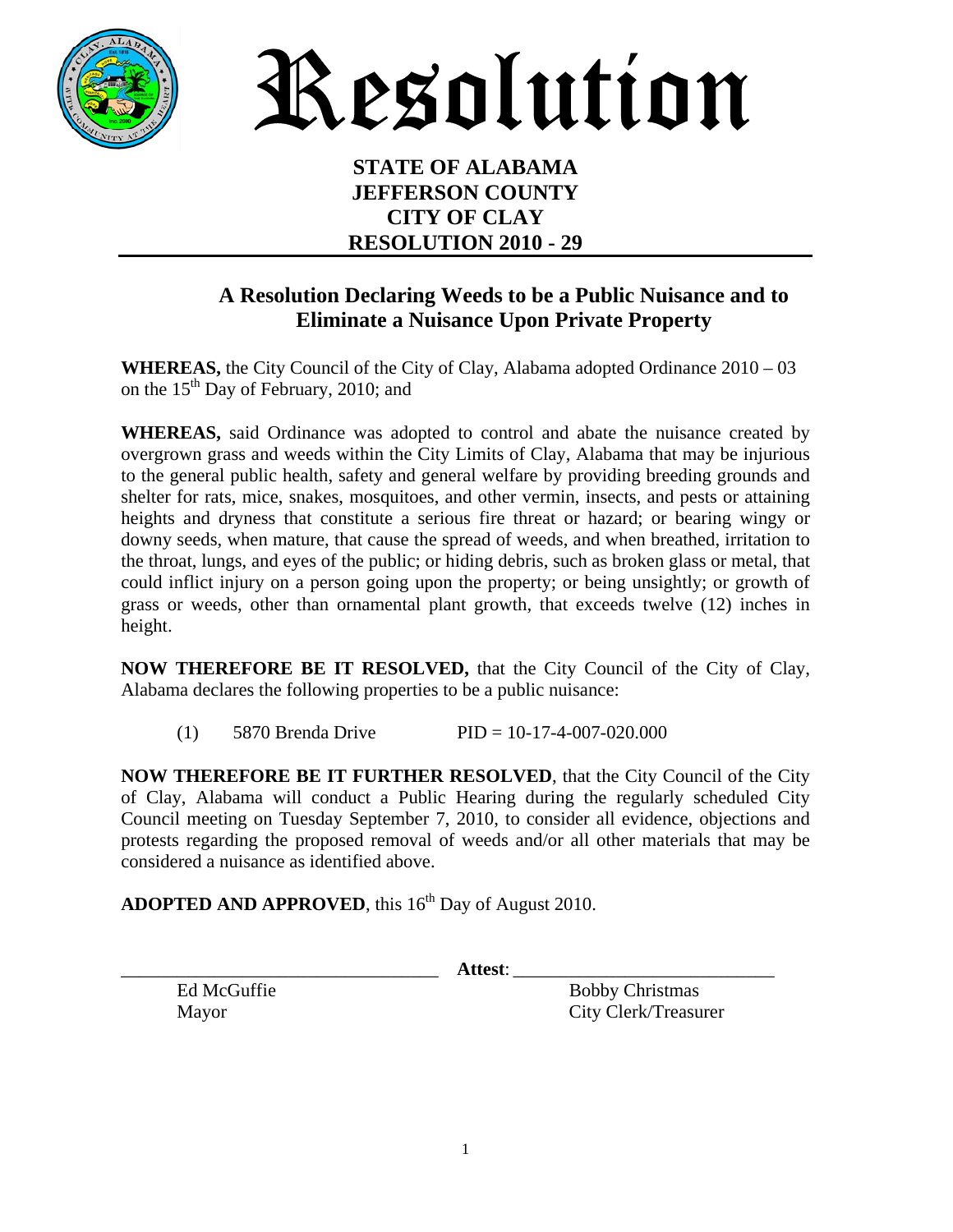# Resolution

**STATE OF ALABAMA**
**JEFFERSON COUNTY**
**CITY OF CLAY**
**RESOLUTION 2010 - 29**

## A Resolution Declaring Weeds to be a Public Nuisance and to Eliminate a Nuisance Upon Private Property

**WHEREAS,** the City Council of the City of Clay, Alabama adopted Ordinance 2010 – 03 on the 15th Day of February, 2010; and

**WHEREAS,** said Ordinance was adopted to control and abate the nuisance created by overgrown grass and weeds within the City Limits of Clay, Alabama that may be injurious to the general public health, safety and general welfare by providing breeding grounds and shelter for rats, mice, snakes, mosquitoes, and other vermin, insects, and pests or attaining heights and dryness that constitute a serious fire threat or hazard; or bearing wingy or downy seeds, when mature, that cause the spread of weeds, and when breathed, irritation to the throat, lungs, and eyes of the public; or hiding debris, such as broken glass or metal, that could inflict injury on a person going upon the property; or being unsightly; or growth of grass or weeds, other than ornamental plant growth, that exceeds twelve (12) inches in height.

**NOW THEREFORE BE IT RESOLVED,** that the City Council of the City of Clay, Alabama declares the following properties to be a public nuisance:

(1) 5870 Brenda Drive PID = 10-17-4-007-020.000

**NOW THEREFORE BE IT FURTHER RESOLVED**, that the City Council of the City of Clay, Alabama will conduct a Public Hearing during the regularly scheduled City Council meeting on Tuesday September 7, 2010, to consider all evidence, objections and protests regarding the proposed removal of weeds and/or all other materials that may be considered a nuisance as identified above.

**ADOPTED AND APPROVED**, this 16th Day of August 2010.

\_\_\_\_\_\_\_\_\_\_\_\_\_\_\_\_\_\_\_\_\_\_\_\_\_\_\_\_\_\_\_\_
Ed McGuffie
Mayor

**Attest**: \_\_\_\_\_\_\_\_\_\_\_\_\_\_\_\_\_\_\_\_\_\_\_\_\_\_\_\_\_\_\_\_
Bobby Christmas
City Clerk/Treasurer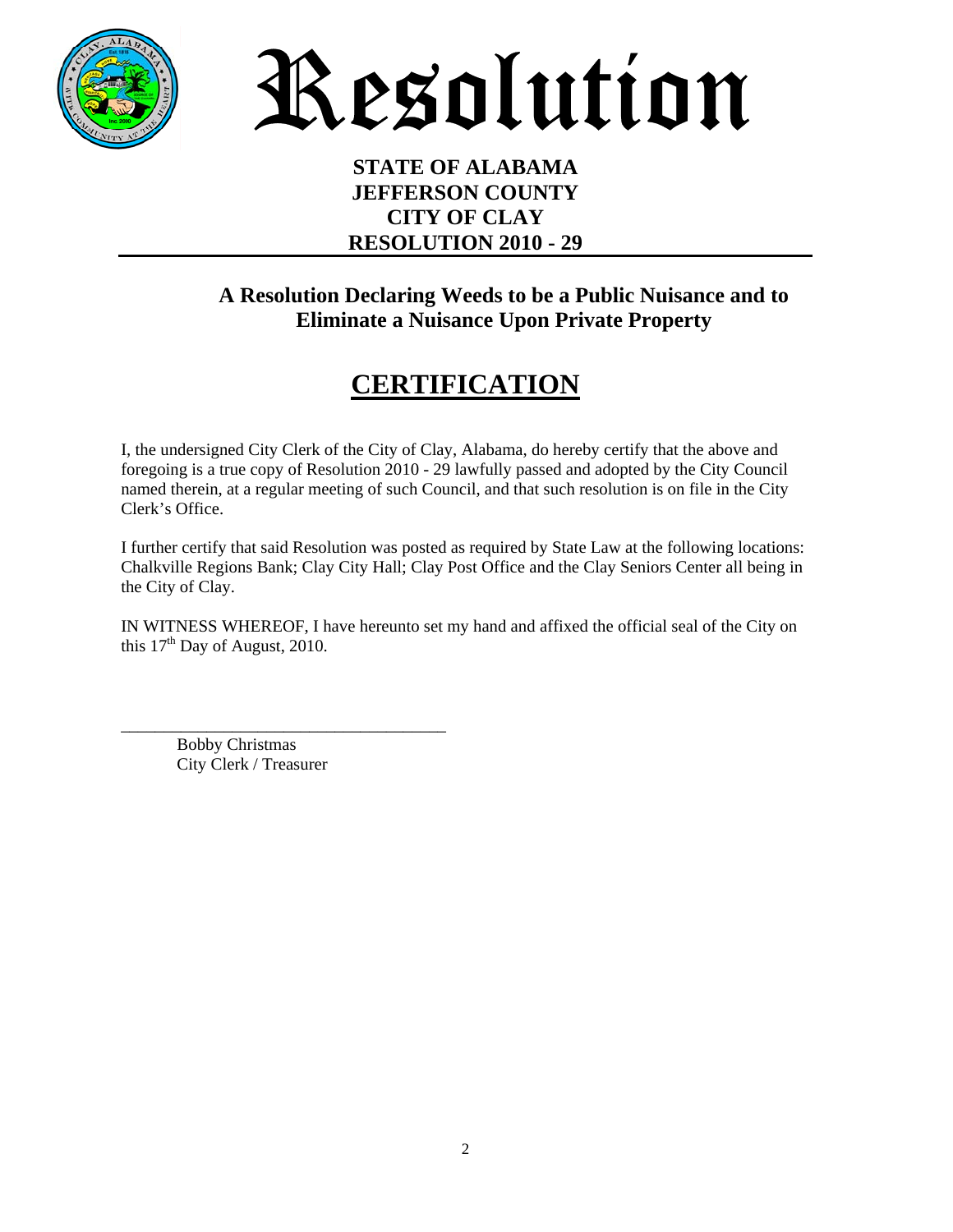# Resolution

**STATE OF ALABAMA**
**JEFFERSON COUNTY**
**CITY OF CLAY**
**RESOLUTION 2010 - 29**

---

## A Resolution Declaring Weeds to be a Public Nuisance and to Eliminate a Nuisance Upon Private Property

## CERTIFICATION

I, the undersigned City Clerk of the City of Clay, Alabama, do hereby certify that the above and foregoing is a true copy of Resolution 2010 - 29 lawfully passed and adopted by the City Council named therein, at a regular meeting of such Council, and that such resolution is on file in the City Clerk's Office.

I further certify that said Resolution was posted as required by State Law at the following locations: Chalkville Regions Bank; Clay City Hall; Clay Post Office and the Clay Seniors Center all being in the City of Clay.

IN WITNESS WHEREOF, I have hereunto set my hand and affixed the official seal of the City on this 17th Day of August, 2010.

______________________________________

Bobby Christmas
City Clerk / Treasurer